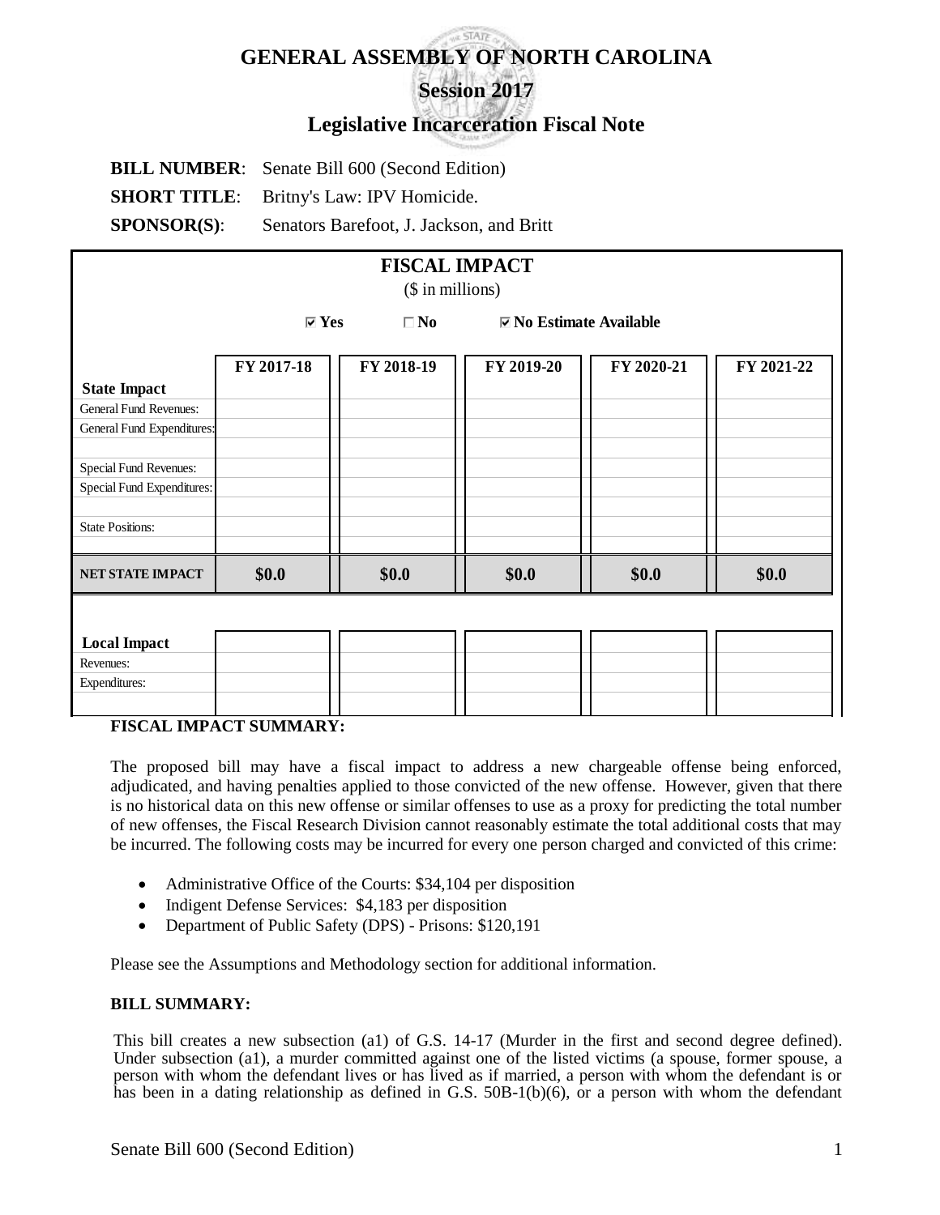# GENERAL ASSEMBLY OF NORTH CAROLINA

## Session 2017

## Legislative Incarceration Fiscal Note

**BILL NUMBER**: Senate Bill 600 (Second Edition)

**SHORT TITLE**: Britny's Law: IPV Homicide.

**SPONSOR(S)**: Senators Barefoot, J. Jackson, and Britt

**FISCAL IMPACT**

($ in millions)

☑ Yes ☐ No ☑ No Estimate Available

| | FY 2017-18 | FY 2018-19 | FY 2019-20 | FY 2020-21 | FY 2021-22 |
|---|---|---|---|---|---|
| **State Impact** | | | | | |
| General Fund Revenues: | | | | | |
| General Fund Expenditures: | | | | | |
| | | | | | |
| Special Fund Revenues: | | | | | |
| Special Fund Expenditures: | | | | | |
| | | | | | |
| State Positions: | | | | | |
| | | | | | |
| **NET STATE IMPACT** | **$0.0** | **$0.0** | **$0.0** | **$0.0** | **$0.0** |
| | | | | | |
| **Local Impact** | | | | | |
| Revenues: | | | | | |
| Expenditures: | | | | | |

**FISCAL IMPACT SUMMARY:**

The proposed bill may have a fiscal impact to address a new chargeable offense being enforced, adjudicated, and having penalties applied to those convicted of the new offense. However, given that there is no historical data on this new offense or similar offenses to use as a proxy for predicting the total number of new offenses, the Fiscal Research Division cannot reasonably estimate the total additional costs that may be incurred. The following costs may be incurred for every one person charged and convicted of this crime:

- Administrative Office of the Courts: $34,104 per disposition
- Indigent Defense Services: $4,183 per disposition
- Department of Public Safety (DPS) - Prisons: $120,191

Please see the Assumptions and Methodology section for additional information.

**BILL SUMMARY:**

This bill creates a new subsection (a1) of G.S. 14-17 (Murder in the first and second degree defined). Under subsection (a1), a murder committed against one of the listed victims (a spouse, former spouse, a person with whom the defendant lives or has lived as if married, a person with whom the defendant is or has been in a dating relationship as defined in G.S. 50B-1(b)(6), or a person with whom the defendant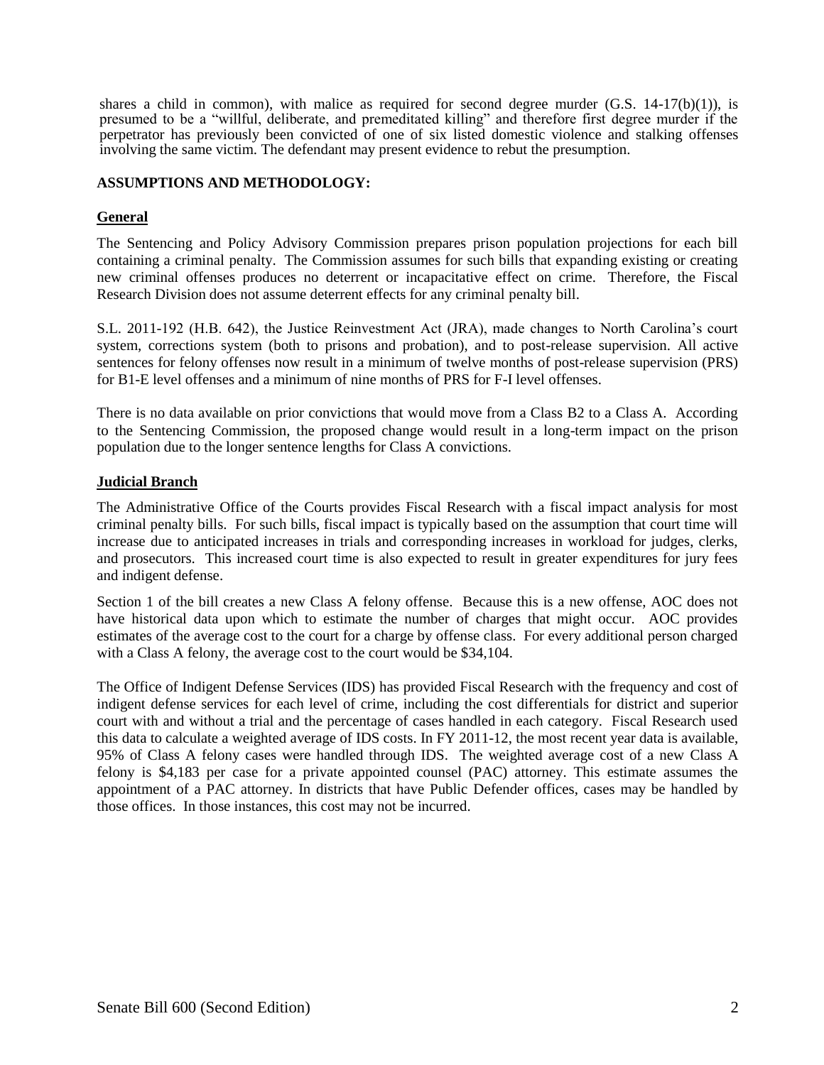shares a child in common), with malice as required for second degree murder (G.S. 14-17(b)(1)), is presumed to be a "willful, deliberate, and premeditated killing" and therefore first degree murder if the perpetrator has previously been convicted of one of six listed domestic violence and stalking offenses involving the same victim. The defendant may present evidence to rebut the presumption.

**ASSUMPTIONS AND METHODOLOGY:**

**General**

The Sentencing and Policy Advisory Commission prepares prison population projections for each bill containing a criminal penalty. The Commission assumes for such bills that expanding existing or creating new criminal offenses produces no deterrent or incapacitative effect on crime. Therefore, the Fiscal Research Division does not assume deterrent effects for any criminal penalty bill.

S.L. 2011-192 (H.B. 642), the Justice Reinvestment Act (JRA), made changes to North Carolina's court system, corrections system (both to prisons and probation), and to post-release supervision. All active sentences for felony offenses now result in a minimum of twelve months of post-release supervision (PRS) for B1-E level offenses and a minimum of nine months of PRS for F-I level offenses.

There is no data available on prior convictions that would move from a Class B2 to a Class A. According to the Sentencing Commission, the proposed change would result in a long-term impact on the prison population due to the longer sentence lengths for Class A convictions.

**Judicial Branch**

The Administrative Office of the Courts provides Fiscal Research with a fiscal impact analysis for most criminal penalty bills. For such bills, fiscal impact is typically based on the assumption that court time will increase due to anticipated increases in trials and corresponding increases in workload for judges, clerks, and prosecutors. This increased court time is also expected to result in greater expenditures for jury fees and indigent defense.

Section 1 of the bill creates a new Class A felony offense. Because this is a new offense, AOC does not have historical data upon which to estimate the number of charges that might occur. AOC provides estimates of the average cost to the court for a charge by offense class. For every additional person charged with a Class A felony, the average cost to the court would be $34,104.

The Office of Indigent Defense Services (IDS) has provided Fiscal Research with the frequency and cost of indigent defense services for each level of crime, including the cost differentials for district and superior court with and without a trial and the percentage of cases handled in each category. Fiscal Research used this data to calculate a weighted average of IDS costs. In FY 2011-12, the most recent year data is available, 95% of Class A felony cases were handled through IDS. The weighted average cost of a new Class A felony is $4,183 per case for a private appointed counsel (PAC) attorney. This estimate assumes the appointment of a PAC attorney. In districts that have Public Defender offices, cases may be handled by those offices. In those instances, this cost may not be incurred.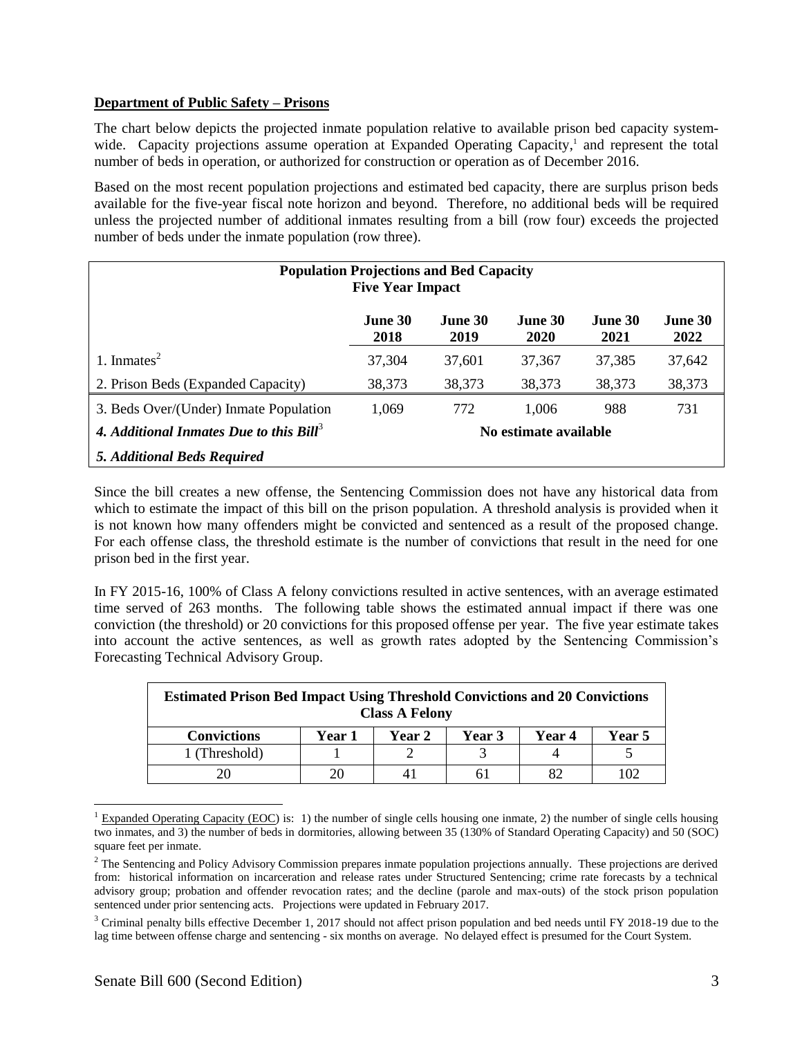**Department of Public Safety – Prisons**

The chart below depicts the projected inmate population relative to available prison bed capacity system-wide. Capacity projections assume operation at Expanded Operating Capacity,[1] and represent the total number of beds in operation, or authorized for construction or operation as of December 2016.

Based on the most recent population projections and estimated bed capacity, there are surplus prison beds available for the five-year fiscal note horizon and beyond. Therefore, no additional beds will be required unless the projected number of additional inmates resulting from a bill (row four) exceeds the projected number of beds under the inmate population (row three).

| **Population Projections and Bed Capacity Five Year Impact** | | | | | |
|---|---|---|---|---|---|
| | **June 30 2018** | **June 30 2019** | **June 30 2020** | **June 30 2021** | **June 30 2022** |
| 1. Inmates[2] | 37,304 | 37,601 | 37,367 | 37,385 | 37,642 |
| 2. Prison Beds (Expanded Capacity) | 38,373 | 38,373 | 38,373 | 38,373 | 38,373 |
| 3. Beds Over/(Under) Inmate Population | 1,069 | 772 | 1,006 | 988 | 731 |
| ***4. Additional Inmates Due to this Bill***[3] | | | **No estimate available** | | |
| ***5. Additional Beds Required*** | | | | | |

Since the bill creates a new offense, the Sentencing Commission does not have any historical data from which to estimate the impact of this bill on the prison population. A threshold analysis is provided when it is not known how many offenders might be convicted and sentenced as a result of the proposed change. For each offense class, the threshold estimate is the number of convictions that result in the need for one prison bed in the first year.

In FY 2015-16, 100% of Class A felony convictions resulted in active sentences, with an average estimated time served of 263 months. The following table shows the estimated annual impact if there was one conviction (the threshold) or 20 convictions for this proposed offense per year. The five year estimate takes into account the active sentences, as well as growth rates adopted by the Sentencing Commission's Forecasting Technical Advisory Group.

| **Estimated Prison Bed Impact Using Threshold Convictions and 20 Convictions Class A Felony** | | | | | |
|---|---|---|---|---|---|
| **Convictions** | **Year 1** | **Year 2** | **Year 3** | **Year 4** | **Year 5** |
| 1 (Threshold) | 1 | 2 | 3 | 4 | 5 |
| 20 | 20 | 41 | 61 | 82 | 102 |

[1] Expanded Operating Capacity (EOC) is: 1) the number of single cells housing one inmate, 2) the number of single cells housing two inmates, and 3) the number of beds in dormitories, allowing between 35 (130% of Standard Operating Capacity) and 50 (SOC) square feet per inmate.

[2] The Sentencing and Policy Advisory Commission prepares inmate population projections annually. These projections are derived from: historical information on incarceration and release rates under Structured Sentencing; crime rate forecasts by a technical advisory group; probation and offender revocation rates; and the decline (parole and max-outs) of the stock prison population sentenced under prior sentencing acts. Projections were updated in February 2017.

[3] Criminal penalty bills effective December 1, 2017 should not affect prison population and bed needs until FY 2018-19 due to the lag time between offense charge and sentencing - six months on average. No delayed effect is presumed for the Court System.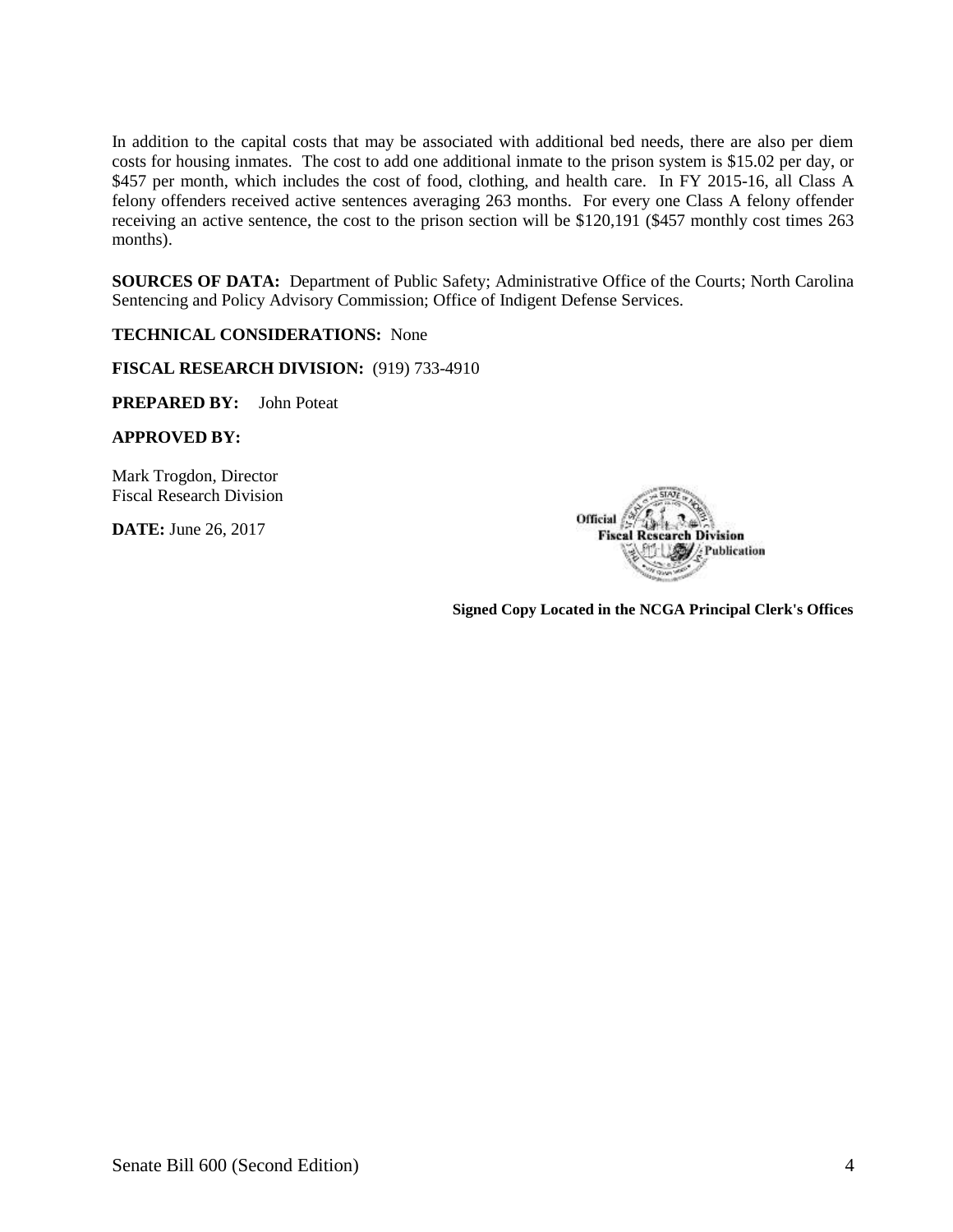In addition to the capital costs that may be associated with additional bed needs, there are also per diem costs for housing inmates. The cost to add one additional inmate to the prison system is $15.02 per day, or $457 per month, which includes the cost of food, clothing, and health care. In FY 2015-16, all Class A felony offenders received active sentences averaging 263 months. For every one Class A felony offender receiving an active sentence, the cost to the prison section will be $120,191 ($457 monthly cost times 263 months).

**SOURCES OF DATA:** Department of Public Safety; Administrative Office of the Courts; North Carolina Sentencing and Policy Advisory Commission; Office of Indigent Defense Services.

**TECHNICAL CONSIDERATIONS:** None

**FISCAL RESEARCH DIVISION:** (919) 733-4910

**PREPARED BY:** John Poteat

**APPROVED BY:**

Mark Trogdon, Director
Fiscal Research Division

**DATE:** June 26, 2017

Official Fiscal Research Division Publication

**Signed Copy Located in the NCGA Principal Clerk's Offices**